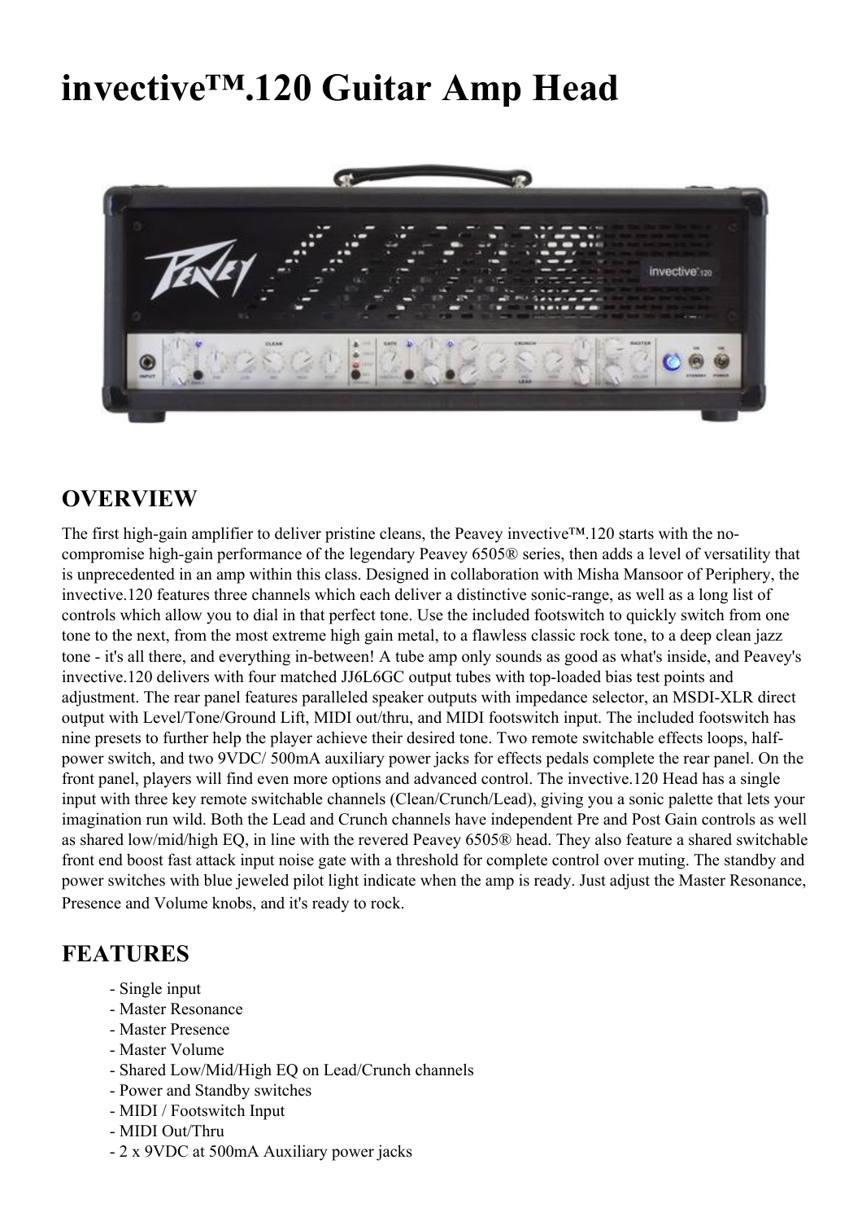# invective™.120 Guitar Amp Head

## OVERVIEW

The first high-gain amplifier to deliver pristine cleans, the Peavey invective™.120 starts with the no-compromise high-gain performance of the legendary Peavey 6505® series, then adds a level of versatility that is unprecedented in an amp within this class. Designed in collaboration with Misha Mansoor of Periphery, the invective.120 features three channels which each deliver a distinctive sonic-range, as well as a long list of controls which allow you to dial in that perfect tone. Use the included footswitch to quickly switch from one tone to the next, from the most extreme high gain metal, to a flawless classic rock tone, to a deep clean jazz tone - it's all there, and everything in-between! A tube amp only sounds as good as what's inside, and Peavey's invective.120 delivers with four matched JJ6L6GC output tubes with top-loaded bias test points and adjustment. The rear panel features paralleled speaker outputs with impedance selector, an MSDI-XLR direct output with Level/Tone/Ground Lift, MIDI out/thru, and MIDI footswitch input. The included footswitch has nine presets to further help the player achieve their desired tone. Two remote switchable effects loops, half-power switch, and two 9VDC/ 500mA auxiliary power jacks for effects pedals complete the rear panel. On the front panel, players will find even more options and advanced control. The invective.120 Head has a single input with three key remote switchable channels (Clean/Crunch/Lead), giving you a sonic palette that lets your imagination run wild. Both the Lead and Crunch channels have independent Pre and Post Gain controls as well as shared low/mid/high EQ, in line with the revered Peavey 6505® head. They also feature a shared switchable front end boost fast attack input noise gate with a threshold for complete control over muting. The standby and power switches with blue jeweled pilot light indicate when the amp is ready. Just adjust the Master Resonance, Presence and Volume knobs, and it's ready to rock.

## FEATURES

- Single input
- Master Resonance
- Master Presence
- Master Volume
- Shared Low/Mid/High EQ on Lead/Crunch channels
- Power and Standby switches
- MIDI / Footswitch Input
- MIDI Out/Thru
- 2 x 9VDC at 500mA Auxiliary power jacks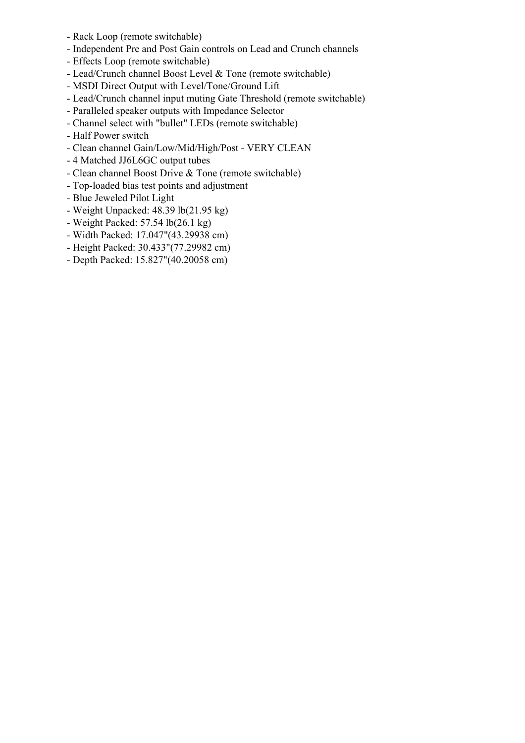- Rack Loop (remote switchable)
- Independent Pre and Post Gain controls on Lead and Crunch channels
- Effects Loop (remote switchable)
- Lead/Crunch channel Boost Level & Tone (remote switchable)
- MSDI Direct Output with Level/Tone/Ground Lift
- Lead/Crunch channel input muting Gate Threshold (remote switchable)
- Paralleled speaker outputs with Impedance Selector
- Channel select with "bullet" LEDs (remote switchable)
- Half Power switch
- Clean channel Gain/Low/Mid/High/Post - VERY CLEAN
- 4 Matched JJ6L6GC output tubes
- Clean channel Boost Drive & Tone (remote switchable)
- Top-loaded bias test points and adjustment
- Blue Jeweled Pilot Light
- Weight Unpacked: 48.39 lb(21.95 kg)
- Weight Packed: 57.54 lb(26.1 kg)
- Width Packed: 17.047"(43.29938 cm)
- Height Packed: 30.433"(77.29982 cm)
- Depth Packed: 15.827"(40.20058 cm)